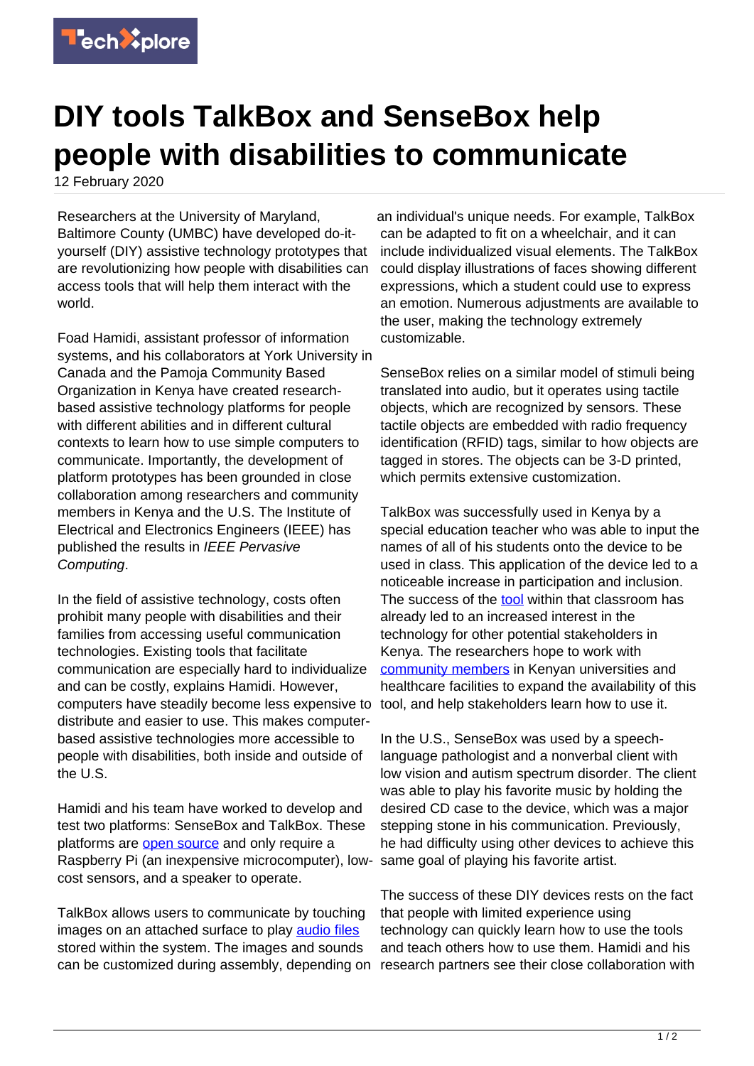# DIY tools TalkBox and SenseBox help people with disabilities to communicate

12 February 2020

Researchers at the University of Maryland, Baltimore County (UMBC) have developed do-it-yourself (DIY) assistive technology prototypes that are revolutionizing how people with disabilities can access tools that will help them interact with the world.

Foad Hamidi, assistant professor of information systems, and his collaborators at York University in Canada and the Pamoja Community Based Organization in Kenya have created research-based assistive technology platforms for people with different abilities and in different cultural contexts to learn how to use simple computers to communicate. Importantly, the development of platform prototypes has been grounded in close collaboration among researchers and community members in Kenya and the U.S. The Institute of Electrical and Electronics Engineers (IEEE) has published the results in *IEEE Pervasive Computing*.

In the field of assistive technology, costs often prohibit many people with disabilities and their families from accessing useful communication technologies. Existing tools that facilitate communication are especially hard to individualize and can be costly, explains Hamidi. However, computers have steadily become less expensive to distribute and easier to use. This makes computer-based assistive technologies more accessible to people with disabilities, both inside and outside of the U.S.

Hamidi and his team have worked to develop and test two platforms: SenseBox and TalkBox. These platforms are open source and only require a Raspberry Pi (an inexpensive microcomputer), low-cost sensors, and a speaker to operate.

TalkBox allows users to communicate by touching images on an attached surface to play audio files stored within the system. The images and sounds can be customized during assembly, depending on an individual's unique needs. For example, TalkBox can be adapted to fit on a wheelchair, and it can include individualized visual elements. The TalkBox could display illustrations of faces showing different expressions, which a student could use to express an emotion. Numerous adjustments are available to the user, making the technology extremely customizable.

SenseBox relies on a similar model of stimuli being translated into audio, but it operates using tactile objects, which are recognized by sensors. These tactile objects are embedded with radio frequency identification (RFID) tags, similar to how objects are tagged in stores. The objects can be 3-D printed, which permits extensive customization.

TalkBox was successfully used in Kenya by a special education teacher who was able to input the names of all of his students onto the device to be used in class. This application of the device led to a noticeable increase in participation and inclusion. The success of the tool within that classroom has already led to an increased interest in the technology for other potential stakeholders in Kenya. The researchers hope to work with community members in Kenyan universities and healthcare facilities to expand the availability of this tool, and help stakeholders learn how to use it.

In the U.S., SenseBox was used by a speech-language pathologist and a nonverbal client with low vision and autism spectrum disorder. The client was able to play his favorite music by holding the desired CD case to the device, which was a major stepping stone in his communication. Previously, he had difficulty using other devices to achieve this same goal of playing his favorite artist.

The success of these DIY devices rests on the fact that people with limited experience using technology can quickly learn how to use the tools and teach others how to use them. Hamidi and his research partners see their close collaboration with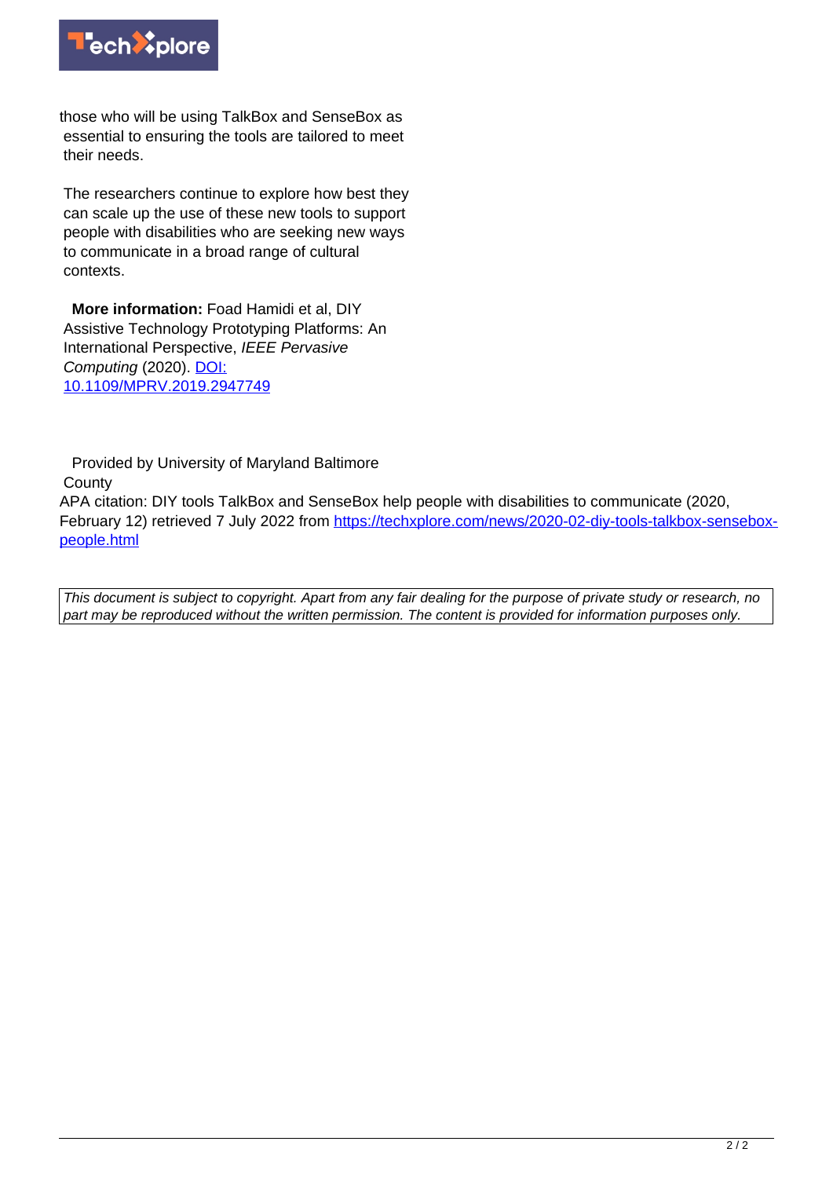those who will be using TalkBox and SenseBox as essential to ensuring the tools are tailored to meet their needs.

The researchers continue to explore how best they can scale up the use of these new tools to support people with disabilities who are seeking new ways to communicate in a broad range of cultural contexts.

**More information:** Foad Hamidi et al, DIY Assistive Technology Prototyping Platforms: An International Perspective, *IEEE Pervasive Computing* (2020). [DOI: 10.1109/MPRV.2019.2947749](https://doi.org/10.1109/MPRV.2019.2947749)

Provided by University of Maryland Baltimore County

APA citation: DIY tools TalkBox and SenseBox help people with disabilities to communicate (2020, February 12) retrieved 7 July 2022 from [https://techxplore.com/news/2020-02-diy-tools-talkbox-sensebox-people.html](https://techxplore.com/news/2020-02-diy-tools-talkbox-sensebox-people.html)

*This document is subject to copyright. Apart from any fair dealing for the purpose of private study or research, no part may be reproduced without the written permission. The content is provided for information purposes only.*